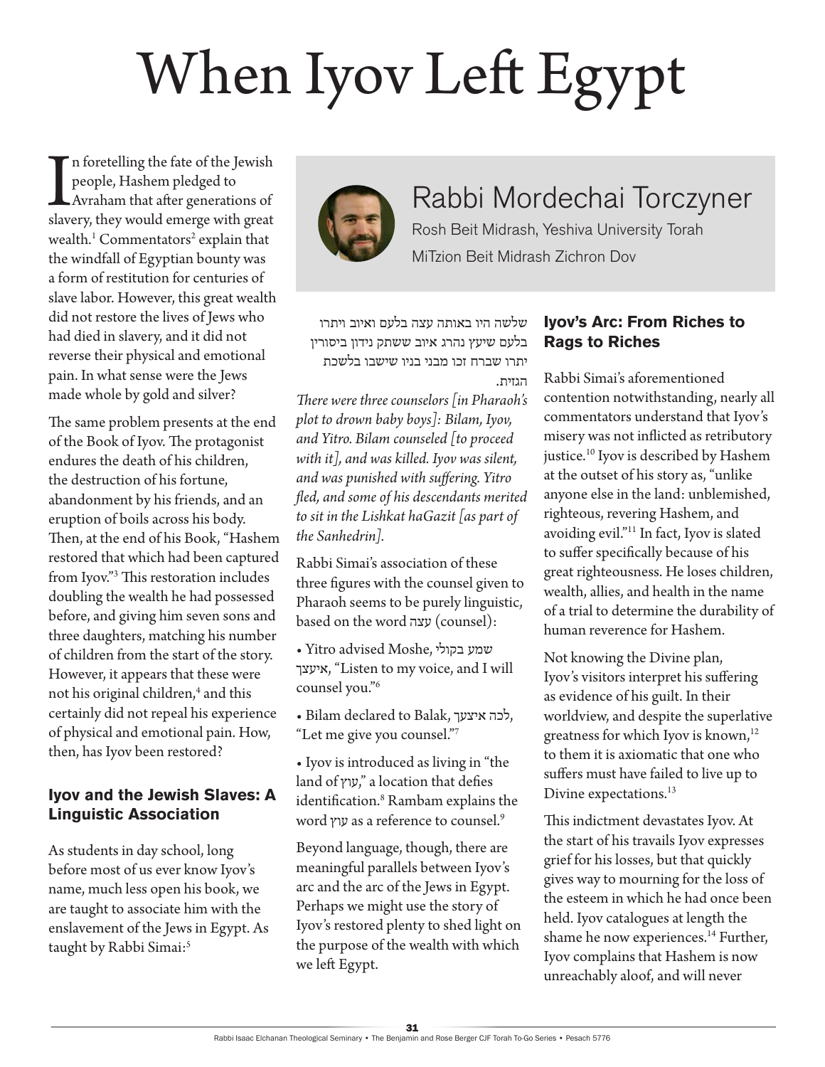# When Iyov Left Egypt

## Rabbi Mordechai Torczyner

Rosh Beit Midrash, Yeshiva University Torah MiTzion Beit Midrash Zichron Dov

In foretelling the fate of the Jewish people, Hashem pledged to Avraham that after generations of slavery, they would emerge with great wealth.[1] Commentators[2] explain that the windfall of Egyptian bounty was a form of restitution for centuries of slave labor. However, this great wealth did not restore the lives of Jews who had died in slavery, and it did not reverse their physical and emotional pain. In what sense were the Jews made whole by gold and silver?

The same problem presents at the end of the Book of Iyov. The protagonist endures the death of his children, the destruction of his fortune, abandonment by his friends, and an eruption of boils across his body. Then, at the end of his Book, "Hashem restored that which had been captured from Iyov."[3] This restoration includes doubling the wealth he had possessed before, and giving him seven sons and three daughters, matching his number of children from the start of the story. However, it appears that these were not his original children,[4] and this certainly did not repeal his experience of physical and emotional pain. How, then, has Iyov been restored?

### Iyov and the Jewish Slaves: A Linguistic Association

As students in day school, long before most of us ever know Iyov's name, much less open his book, we are taught to associate him with the enslavement of the Jews in Egypt. As taught by Rabbi Simai:[5]

שלשה היו באותה עצה בלעם ואיוב ויתרו בלעם שיעץ נהרג איוב ששתק נידון ביסורין יתרו שברח זכו מבני בניו שישבו בלשכת הגזית.

*There were three counselors [in Pharaoh's plot to drown baby boys]: Bilam, Iyov, and Yitro. Bilam counseled [to proceed with it], and was killed. Iyov was silent, and was punished with suffering. Yitro fled, and some of his descendants merited to sit in the Lishkat haGazit [as part of the Sanhedrin].*

Rabbi Simai's association of these three figures with the counsel given to Pharaoh seems to be purely linguistic, based on the word עצה (counsel):

- Yitro advised Moshe, שמע בקולי איעצך, "Listen to my voice, and I will counsel you."[6]
- Bilam declared to Balak, לכה איעצך, "Let me give you counsel."[7]
- Iyov is introduced as living in "the land of עוץ," a location that defies identification.[8] Rambam explains the word עוץ as a reference to counsel.[9]

Beyond language, though, there are meaningful parallels between Iyov's arc and the arc of the Jews in Egypt. Perhaps we might use the story of Iyov's restored plenty to shed light on the purpose of the wealth with which we left Egypt.

### Iyov's Arc: From Riches to Rags to Riches

Rabbi Simai's aforementioned contention notwithstanding, nearly all commentators understand that Iyov's misery was not inflicted as retributory justice.[10] Iyov is described by Hashem at the outset of his story as, "unlike anyone else in the land: unblemished, righteous, revering Hashem, and avoiding evil."[11] In fact, Iyov is slated to suffer specifically because of his great righteousness. He loses children, wealth, allies, and health in the name of a trial to determine the durability of human reverence for Hashem.

Not knowing the Divine plan, Iyov's visitors interpret his suffering as evidence of his guilt. In their worldview, and despite the superlative greatness for which Iyov is known,[12] to them it is axiomatic that one who suffers must have failed to live up to Divine expectations.[13]

This indictment devastates Iyov. At the start of his travails Iyov expresses grief for his losses, but that quickly gives way to mourning for the loss of the esteem in which he had once been held. Iyov catalogues at length the shame he now experiences.[14] Further, Iyov complains that Hashem is now unreachably aloof, and will never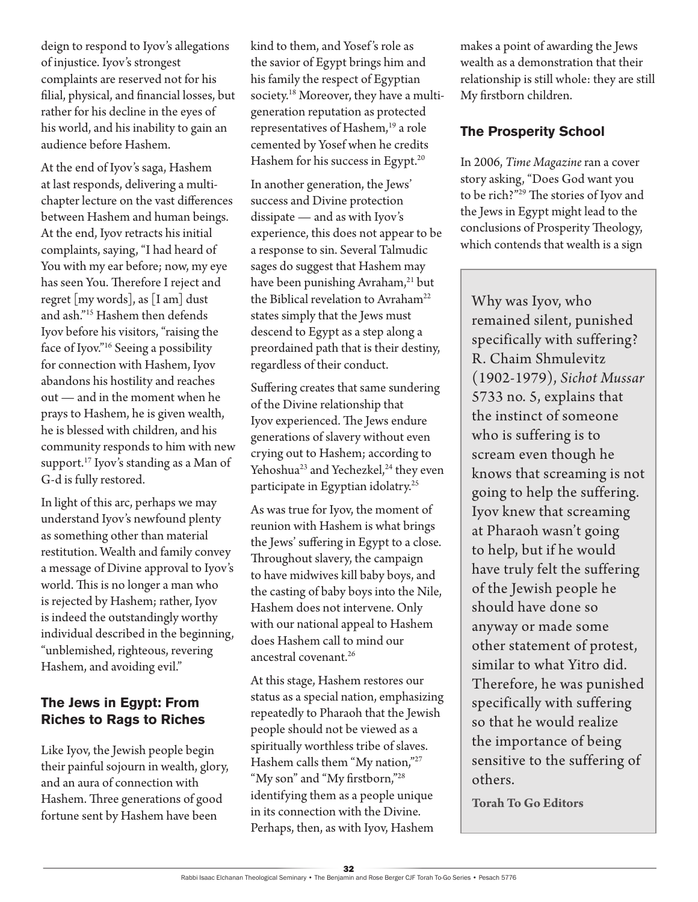deign to respond to Iyov's allegations of injustice. Iyov's strongest complaints are reserved not for his filial, physical, and financial losses, but rather for his decline in the eyes of his world, and his inability to gain an audience before Hashem.

At the end of Iyov's saga, Hashem at last responds, delivering a multi-chapter lecture on the vast differences between Hashem and human beings. At the end, Iyov retracts his initial complaints, saying, "I had heard of You with my ear before; now, my eye has seen You. Therefore I reject and regret [my words], as [I am] dust and ash."[15] Hashem then defends Iyov before his visitors, "raising the face of Iyov."[16] Seeing a possibility for connection with Hashem, Iyov abandons his hostility and reaches out — and in the moment when he prays to Hashem, he is given wealth, he is blessed with children, and his community responds to him with new support.[17] Iyov's standing as a Man of G-d is fully restored.

In light of this arc, perhaps we may understand Iyov's newfound plenty as something other than material restitution. Wealth and family convey a message of Divine approval to Iyov's world. This is no longer a man who is rejected by Hashem; rather, Iyov is indeed the outstandingly worthy individual described in the beginning, "unblemished, righteous, revering Hashem, and avoiding evil."

## The Jews in Egypt: From Riches to Rags to Riches

Like Iyov, the Jewish people begin their painful sojourn in wealth, glory, and an aura of connection with Hashem. Three generations of good fortune sent by Hashem have been kind to them, and Yosef's role as the savior of Egypt brings him and his family the respect of Egyptian society.[18] Moreover, they have a multi-generation reputation as protected representatives of Hashem,[19] a role cemented by Yosef when he credits Hashem for his success in Egypt.[20]

In another generation, the Jews' success and Divine protection dissipate — and as with Iyov's experience, this does not appear to be a response to sin. Several Talmudic sages do suggest that Hashem may have been punishing Avraham,[21] but the Biblical revelation to Avraham[22] states simply that the Jews must descend to Egypt as a step along a preordained path that is their destiny, regardless of their conduct.

Suffering creates that same sundering of the Divine relationship that Iyov experienced. The Jews endure generations of slavery without even crying out to Hashem; according to Yehoshua[23] and Yechezkel,[24] they even participate in Egyptian idolatry.[25]

As was true for Iyov, the moment of reunion with Hashem is what brings the Jews' suffering in Egypt to a close. Throughout slavery, the campaign to have midwives kill baby boys, and the casting of baby boys into the Nile, Hashem does not intervene. Only with our national appeal to Hashem does Hashem call to mind our ancestral covenant.[26]

At this stage, Hashem restores our status as a special nation, emphasizing repeatedly to Pharaoh that the Jewish people should not be viewed as a spiritually worthless tribe of slaves. Hashem calls them "My nation,"[27] "My son" and "My firstborn,"[28] identifying them as a people unique in its connection with the Divine. Perhaps, then, as with Iyov, Hashem makes a point of awarding the Jews wealth as a demonstration that their relationship is still whole: they are still My firstborn children.

## The Prosperity School

In 2006, *Time Magazine* ran a cover story asking, "Does God want you to be rich?"[29] The stories of Iyov and the Jews in Egypt might lead to the conclusions of Prosperity Theology, which contends that wealth is a sign

> Why was Iyov, who remained silent, punished specifically with suffering? R. Chaim Shmulevitz (1902-1979), *Sichot Mussar* 5733 no. 5, explains that the instinct of someone who is suffering is to scream even though he knows that screaming is not going to help the suffering. Iyov knew that screaming at Pharaoh wasn't going to help, but if he would have truly felt the suffering of the Jewish people he should have done so anyway or made some other statement of protest, similar to what Yitro did. Therefore, he was punished specifically with suffering so that he would realize the importance of being sensitive to the suffering of others.
>
> **Torah To Go Editors**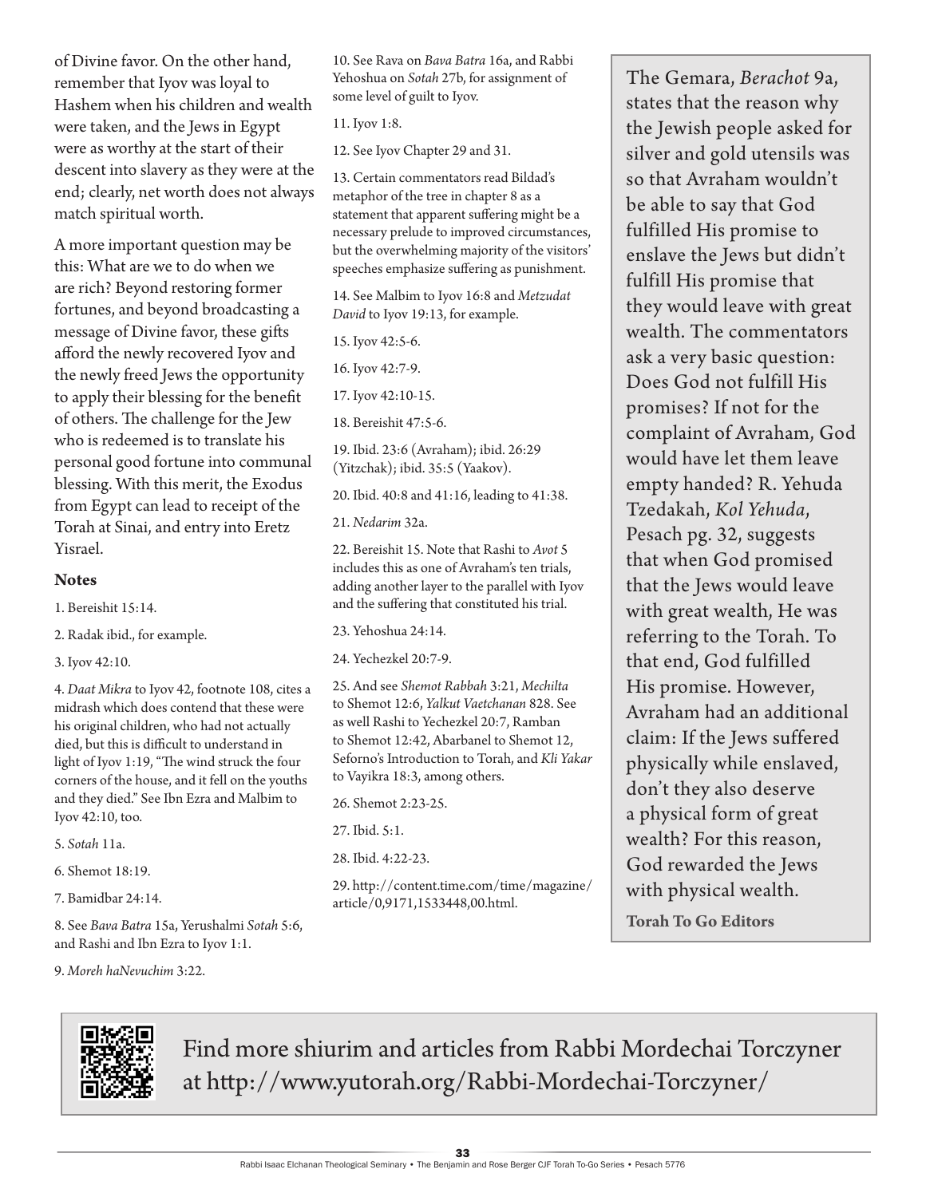of Divine favor. On the other hand, remember that Iyov was loyal to Hashem when his children and wealth were taken, and the Jews in Egypt were as worthy at the start of their descent into slavery as they were at the end; clearly, net worth does not always match spiritual worth.

A more important question may be this: What are we to do when we are rich? Beyond restoring former fortunes, and beyond broadcasting a message of Divine favor, these gifts afford the newly recovered Iyov and the newly freed Jews the opportunity to apply their blessing for the benefit of others. The challenge for the Jew who is redeemed is to translate his personal good fortune into communal blessing. With this merit, the Exodus from Egypt can lead to receipt of the Torah at Sinai, and entry into Eretz Yisrael.

### Notes

1. Bereishit 15:14.

2. Radak ibid., for example.

3. Iyov 42:10.

4. *Daat Mikra* to Iyov 42, footnote 108, cites a midrash which does contend that these were his original children, who had not actually died, but this is difficult to understand in light of Iyov 1:19, "The wind struck the four corners of the house, and it fell on the youths and they died." See Ibn Ezra and Malbim to Iyov 42:10, too.

5. *Sotah* 11a.

6. Shemot 18:19.

7. Bamidbar 24:14.

8. See *Bava Batra* 15a, Yerushalmi *Sotah* 5:6, and Rashi and Ibn Ezra to Iyov 1:1.

9. *Moreh haNevuchim* 3:22.

10. See Rava on *Bava Batra* 16a, and Rabbi Yehoshua on *Sotah* 27b, for assignment of some level of guilt to Iyov.

11. Iyov 1:8.

12. See Iyov Chapter 29 and 31.

13. Certain commentators read Bildad's metaphor of the tree in chapter 8 as a statement that apparent suffering might be a necessary prelude to improved circumstances, but the overwhelming majority of the visitors' speeches emphasize suffering as punishment.

14. See Malbim to Iyov 16:8 and *Metzudat David* to Iyov 19:13, for example.

15. Iyov 42:5-6.

16. Iyov 42:7-9.

17. Iyov 42:10-15.

18. Bereishit 47:5-6.

19. Ibid. 23:6 (Avraham); ibid. 26:29 (Yitzchak); ibid. 35:5 (Yaakov).

20. Ibid. 40:8 and 41:16, leading to 41:38.

21. *Nedarim* 32a.

22. Bereishit 15. Note that Rashi to *Avot* 5 includes this as one of Avraham's ten trials, adding another layer to the parallel with Iyov and the suffering that constituted his trial.

23. Yehoshua 24:14.

24. Yechezkel 20:7-9.

25. And see *Shemot Rabbah* 3:21, *Mechilta* to Shemot 12:6, *Yalkut Vaetchanan* 828. See as well Rashi to Yechezkel 20:7, Ramban to Shemot 12:42, Abarbanel to Shemot 12, Seforno's Introduction to Torah, and *Kli Yakar* to Vayikra 18:3, among others.

26. Shemot 2:23-25.

27. Ibid. 5:1.

28. Ibid. 4:22-23.

29. http://content.time.com/time/magazine/article/0,9171,1533448,00.html.

The Gemara, *Berachot* 9a, states that the reason why the Jewish people asked for silver and gold utensils was so that Avraham wouldn't be able to say that God fulfilled His promise to enslave the Jews but didn't fulfill His promise that they would leave with great wealth. The commentators ask a very basic question: Does God not fulfill His promises? If not for the complaint of Avraham, God would have let them leave empty handed? R. Yehuda Tzedakah, *Kol Yehuda*, Pesach pg. 32, suggests that when God promised that the Jews would leave with great wealth, He was referring to the Torah. To that end, God fulfilled His promise. However, Avraham had an additional claim: If the Jews suffered physically while enslaved, don't they also deserve a physical form of great wealth? For this reason, God rewarded the Jews with physical wealth.

**Torah To Go Editors**

Find more shiurim and articles from Rabbi Mordechai Torczyner at http://www.yutorah.org/Rabbi-Mordechai-Torczyner/